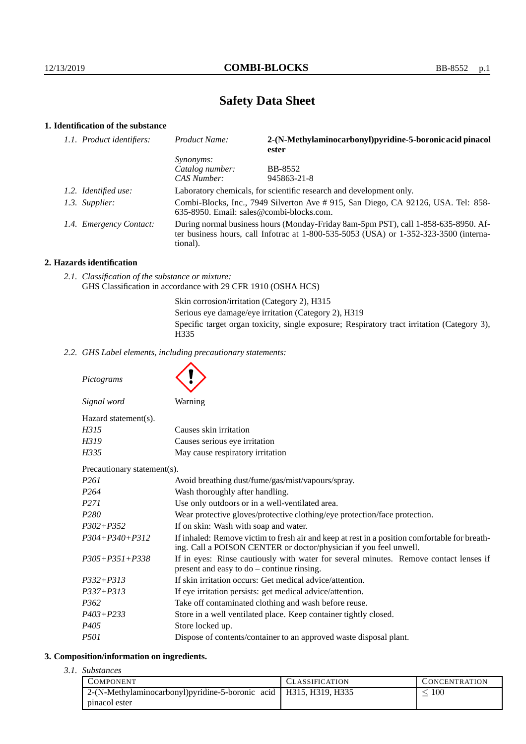# Safety Data Sheet

## 1. Identification of the substance

| | | |
|---|---|---|
| *1.1. Product identifiers:* | *Product Name:* | **2-(N-Methylaminocarbonyl)pyridine-5-boronic acid pinacol ester** |
| | *Synonyms:* | |
| | *Catalog number:* | BB-8552 |
| | *CAS Number:* | 945863-21-8 |
| *1.2. Identified use:* | Laboratory chemicals, for scientific research and development only. | |
| *1.3. Supplier:* | Combi-Blocks, Inc., 7949 Silverton Ave # 915, San Diego, CA 92126, USA. Tel: 858-635-8950. Email: sales@combi-blocks.com. | |
| *1.4. Emergency Contact:* | During normal business hours (Monday-Friday 8am-5pm PST), call 1-858-635-8950. After business hours, call Infotrac at 1-800-535-5053 (USA) or 1-352-323-3500 (international). | |

## 2. Hazards identification

*2.1. Classification of the substance or mixture:*
GHS Classification in accordance with 29 CFR 1910 (OSHA HCS)

Skin corrosion/irritation (Category 2), H315
Serious eye damage/eye irritation (Category 2), H319
Specific target organ toxicity, single exposure; Respiratory tract irritation (Category 3), H335

*2.2. GHS Label elements, including precautionary statements:*

*Pictograms*

*Signal word* Warning

Hazard statement(s).

| | |
|---|---|
| *H315* | Causes skin irritation |
| *H319* | Causes serious eye irritation |
| *H335* | May cause respiratory irritation |

Precautionary statement(s).

| | |
|---|---|
| *P261* | Avoid breathing dust/fume/gas/mist/vapours/spray. |
| *P264* | Wash thoroughly after handling. |
| *P271* | Use only outdoors or in a well-ventilated area. |
| *P280* | Wear protective gloves/protective clothing/eye protection/face protection. |
| *P302+P352* | If on skin: Wash with soap and water. |
| *P304+P340+P312* | If inhaled: Remove victim to fresh air and keep at rest in a position comfortable for breathing. Call a POISON CENTER or doctor/physician if you feel unwell. |
| *P305+P351+P338* | If in eyes: Rinse cautiously with water for several minutes. Remove contact lenses if present and easy to do – continue rinsing. |
| *P332+P313* | If skin irritation occurs: Get medical advice/attention. |
| *P337+P313* | If eye irritation persists: get medical advice/attention. |
| *P362* | Take off contaminated clothing and wash before reuse. |
| *P403+P233* | Store in a well ventilated place. Keep container tightly closed. |
| *P405* | Store locked up. |
| *P501* | Dispose of contents/container to an approved waste disposal plant. |

## 3. Composition/information on ingredients.

*3.1. Substances*

| COMPONENT | CLASSIFICATION | CONCENTRATION |
|---|---|---|
| 2-(N-Methylaminocarbonyl)pyridine-5-boronic acid pinacol ester | H315, H319, H335 | $\leq 100$ |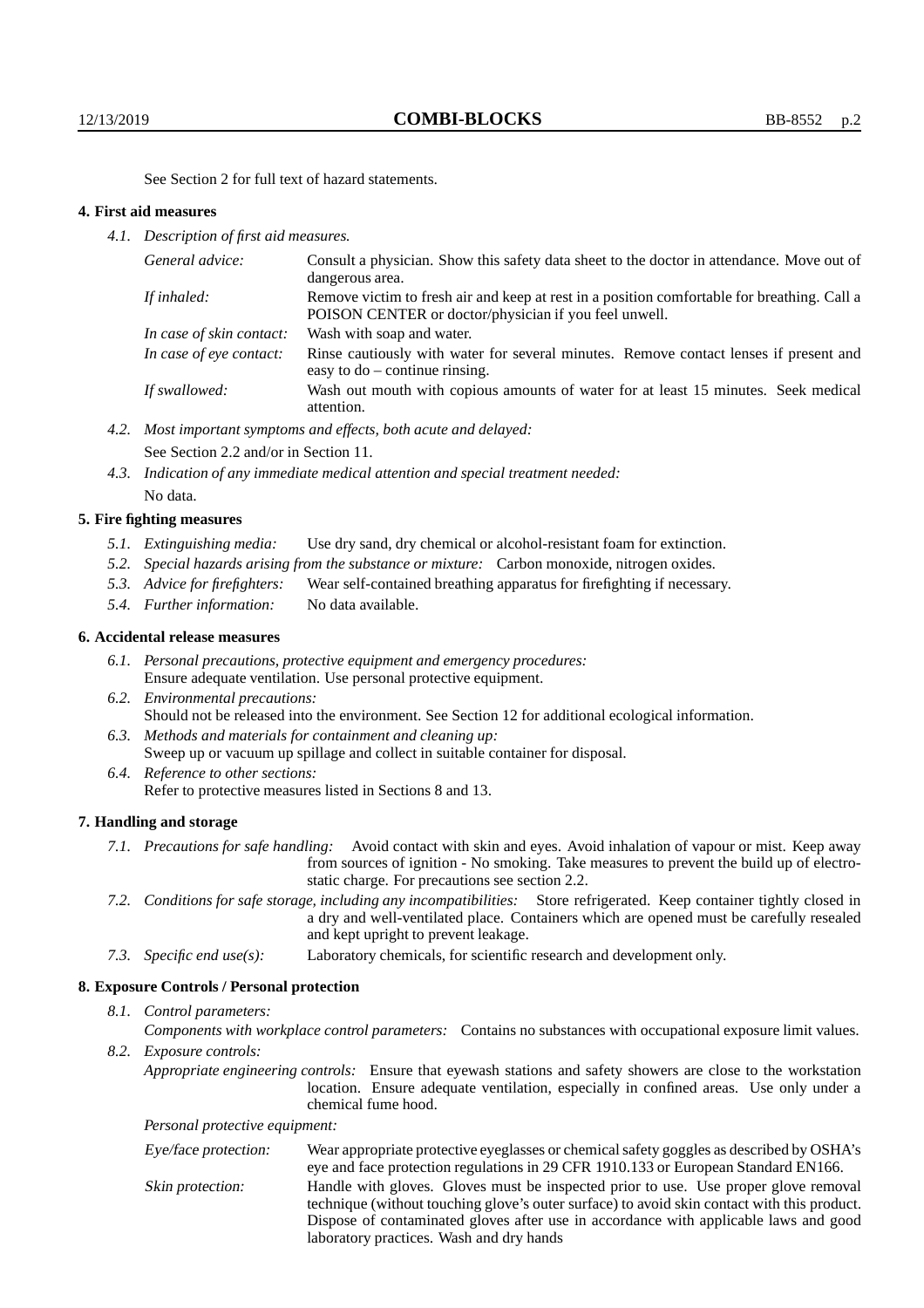See Section 2 for full text of hazard statements.

## 4. First aid measures

*4.1. Description of first aid measures.*

| | |
|---|---|
| *General advice:* | Consult a physician. Show this safety data sheet to the doctor in attendance. Move out of dangerous area. |
| *If inhaled:* | Remove victim to fresh air and keep at rest in a position comfortable for breathing. Call a POISON CENTER or doctor/physician if you feel unwell. |
| *In case of skin contact:* | Wash with soap and water. |
| *In case of eye contact:* | Rinse cautiously with water for several minutes. Remove contact lenses if present and easy to do – continue rinsing. |
| *If swallowed:* | Wash out mouth with copious amounts of water for at least 15 minutes. Seek medical attention. |

*4.2. Most important symptoms and effects, both acute and delayed:*

See Section 2.2 and/or in Section 11.

*4.3. Indication of any immediate medical attention and special treatment needed:*

No data.

## 5. Fire fighting measures

*5.1. Extinguishing media:* Use dry sand, dry chemical or alcohol-resistant foam for extinction.

*5.2. Special hazards arising from the substance or mixture:* Carbon monoxide, nitrogen oxides.

*5.3. Advice for firefighters:* Wear self-contained breathing apparatus for firefighting if necessary.

*5.4. Further information:* No data available.

## 6. Accidental release measures

*6.1. Personal precautions, protective equipment and emergency procedures:*
Ensure adequate ventilation. Use personal protective equipment.

*6.2. Environmental precautions:*
Should not be released into the environment. See Section 12 for additional ecological information.

*6.3. Methods and materials for containment and cleaning up:*
Sweep up or vacuum up spillage and collect in suitable container for disposal.

*6.4. Reference to other sections:*
Refer to protective measures listed in Sections 8 and 13.

## 7. Handling and storage

*7.1. Precautions for safe handling:* Avoid contact with skin and eyes. Avoid inhalation of vapour or mist. Keep away from sources of ignition - No smoking. Take measures to prevent the build up of electrostatic charge. For precautions see section 2.2.

*7.2. Conditions for safe storage, including any incompatibilities:* Store refrigerated. Keep container tightly closed in a dry and well-ventilated place. Containers which are opened must be carefully resealed and kept upright to prevent leakage.

*7.3. Specific end use(s):* Laboratory chemicals, for scientific research and development only.

## 8. Exposure Controls / Personal protection

*8.1. Control parameters:*

*Components with workplace control parameters:* Contains no substances with occupational exposure limit values.

*8.2. Exposure controls:*

*Appropriate engineering controls:* Ensure that eyewash stations and safety showers are close to the workstation location. Ensure adequate ventilation, especially in confined areas. Use only under a chemical fume hood.

*Personal protective equipment:*

| | |
|---|---|
| *Eye/face protection:* | Wear appropriate protective eyeglasses or chemical safety goggles as described by OSHA's eye and face protection regulations in 29 CFR 1910.133 or European Standard EN166. |
| *Skin protection:* | Handle with gloves. Gloves must be inspected prior to use. Use proper glove removal technique (without touching glove's outer surface) to avoid skin contact with this product. Dispose of contaminated gloves after use in accordance with applicable laws and good laboratory practices. Wash and dry hands |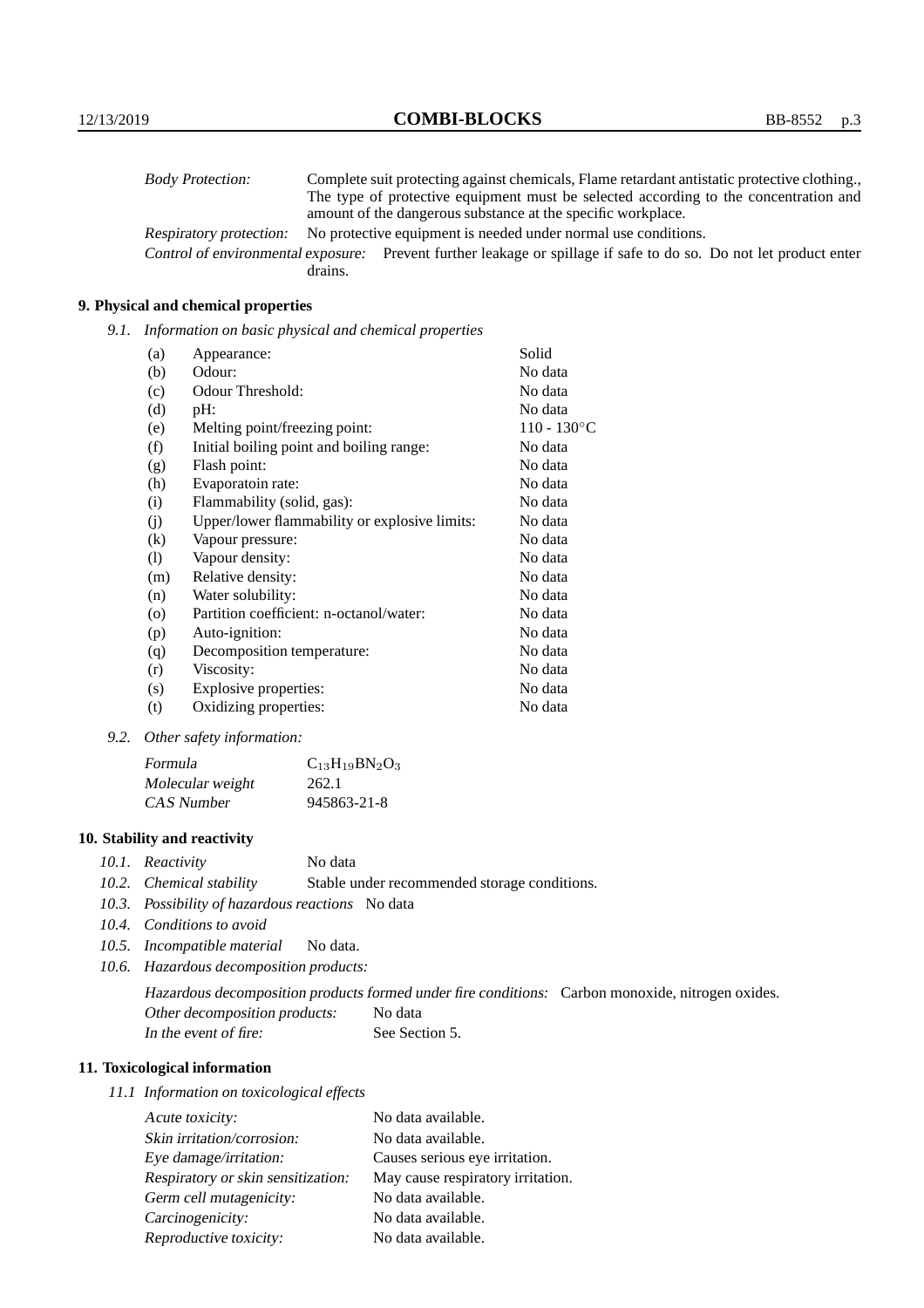*Body Protection:* Complete suit protecting against chemicals, Flame retardant antistatic protective clothing., The type of protective equipment must be selected according to the concentration and amount of the dangerous substance at the specific workplace.

*Respiratory protection:* No protective equipment is needed under normal use conditions.

*Control of environmental exposure:* Prevent further leakage or spillage if safe to do so. Do not let product enter drains.

## 9. Physical and chemical properties

*9.1. Information on basic physical and chemical properties*

| | | |
|---|---|---|
| (a) | Appearance: | Solid |
| (b) | Odour: | No data |
| (c) | Odour Threshold: | No data |
| (d) | pH: | No data |
| (e) | Melting point/freezing point: | 110 - 130°C |
| (f) | Initial boiling point and boiling range: | No data |
| (g) | Flash point: | No data |
| (h) | Evaporatoin rate: | No data |
| (i) | Flammability (solid, gas): | No data |
| (j) | Upper/lower flammability or explosive limits: | No data |
| (k) | Vapour pressure: | No data |
| (l) | Vapour density: | No data |
| (m) | Relative density: | No data |
| (n) | Water solubility: | No data |
| (o) | Partition coefficient: n-octanol/water: | No data |
| (p) | Auto-ignition: | No data |
| (q) | Decomposition temperature: | No data |
| (r) | Viscosity: | No data |
| (s) | Explosive properties: | No data |
| (t) | Oxidizing properties: | No data |

*9.2. Other safety information:*

| | |
|---|---|
| *Formula* | $C_{13}H_{19}BN_2O_3$ |
| *Molecular weight* | 262.1 |
| *CAS Number* | 945863-21-8 |

## 10. Stability and reactivity

*10.1. Reactivity* No data

*10.2. Chemical stability* Stable under recommended storage conditions.

*10.3. Possibility of hazardous reactions* No data

*10.4. Conditions to avoid*

*10.5. Incompatible material* No data.

*10.6. Hazardous decomposition products:*

*Hazardous decomposition products formed under fire conditions:* Carbon monoxide, nitrogen oxides.

*Other decomposition products:* No data

*In the event of fire:* See Section 5.

## 11. Toxicological information

*11.1 Information on toxicological effects*

| | |
|---|---|
| *Acute toxicity:* | No data available. |
| *Skin irritation/corrosion:* | No data available. |
| *Eye damage/irritation:* | Causes serious eye irritation. |
| *Respiratory or skin sensitization:* | May cause respiratory irritation. |
| *Germ cell mutagenicity:* | No data available. |
| *Carcinogenicity:* | No data available. |
| *Reproductive toxicity:* | No data available. |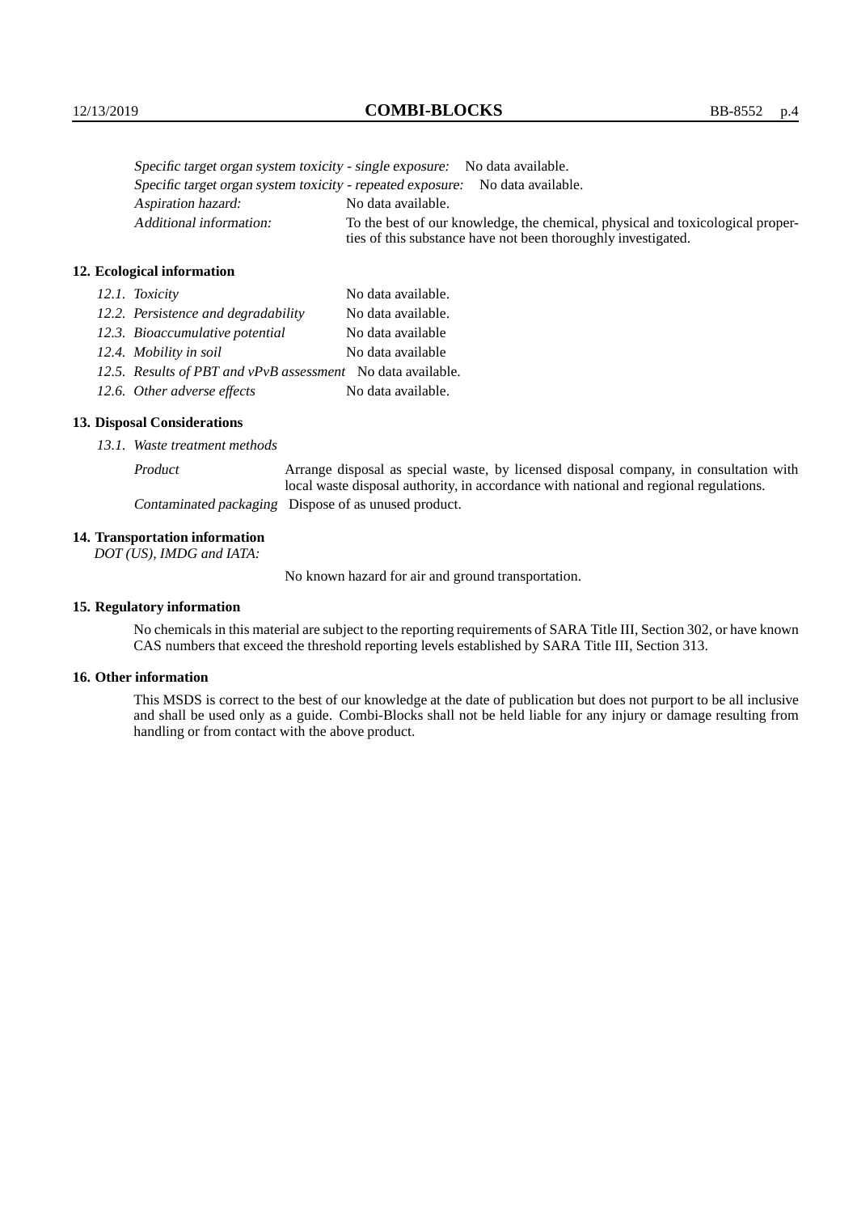*Specific target organ system toxicity - single exposure:* No data available.
*Specific target organ system toxicity - repeated exposure:* No data available.
*Aspiration hazard:* No data available.
*Additional information:* To the best of our knowledge, the chemical, physical and toxicological properties of this substance have not been thoroughly investigated.

## 12. Ecological information

| | |
|---|---|
| *12.1. Toxicity* | No data available. |
| *12.2. Persistence and degradability* | No data available. |
| *12.3. Bioaccumulative potential* | No data available |
| *12.4. Mobility in soil* | No data available |
| *12.5. Results of PBT and vPvB assessment* | No data available. |
| *12.6. Other adverse effects* | No data available. |

## 13. Disposal Considerations

*13.1. Waste treatment methods*

*Product* Arrange disposal as special waste, by licensed disposal company, in consultation with local waste disposal authority, in accordance with national and regional regulations.

*Contaminated packaging* Dispose of as unused product.

## 14. Transportation information

*DOT (US), IMDG and IATA:*

No known hazard for air and ground transportation.

## 15. Regulatory information

No chemicals in this material are subject to the reporting requirements of SARA Title III, Section 302, or have known CAS numbers that exceed the threshold reporting levels established by SARA Title III, Section 313.

## 16. Other information

This MSDS is correct to the best of our knowledge at the date of publication but does not purport to be all inclusive and shall be used only as a guide. Combi-Blocks shall not be held liable for any injury or damage resulting from handling or from contact with the above product.